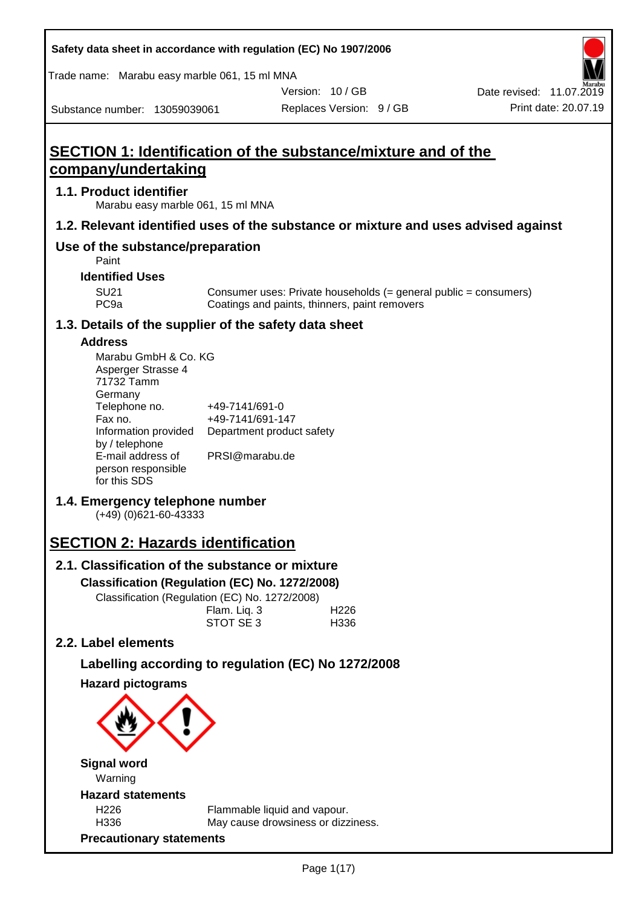Safety data sheet in accordance with regulation (EC) No 1907/2006

Trade name: Marabu easy marble 061, 15 ml MNA

| | | |
|---|---|---|
| | Version: 10 / GB | Date revised: 11.07.2019 |
| Substance number: 13059039061 | Replaces Version: 9 / GB | Print date: 20.07.19 |

# SECTION 1: Identification of the substance/mixture and of the company/undertaking

## 1.1. Product identifier

Marabu easy marble 061, 15 ml MNA

## 1.2. Relevant identified uses of the substance or mixture and uses advised against

## Use of the substance/preparation

Paint

### Identified Uses

| | |
|---|---|
| SU21 | Consumer uses: Private households (= general public = consumers) |
| PC9a | Coatings and paints, thinners, paint removers |

## 1.3. Details of the supplier of the safety data sheet

### Address

Marabu GmbH & Co. KG
Asperger Strasse 4
71732 Tamm
Germany

| | |
|---|---|
| Telephone no. | +49-7141/691-0 |
| Fax no. | +49-7141/691-147 |
| Information provided by / telephone | Department product safety |
| E-mail address of person responsible for this SDS | PRSI@marabu.de |

## 1.4. Emergency telephone number

(+49) (0)621-60-43333

# SECTION 2: Hazards identification

## 2.1. Classification of the substance or mixture

### Classification (Regulation (EC) No. 1272/2008)

Classification (Regulation (EC) No. 1272/2008)

| | |
|---|---|
| Flam. Liq. 3 | H226 |
| STOT SE 3 | H336 |

## 2.2. Label elements

### Labelling according to regulation (EC) No 1272/2008

### Hazard pictograms

### Signal word

Warning

### Hazard statements

| | |
|---|---|
| H226 | Flammable liquid and vapour. |
| H336 | May cause drowsiness or dizziness. |

### Precautionary statements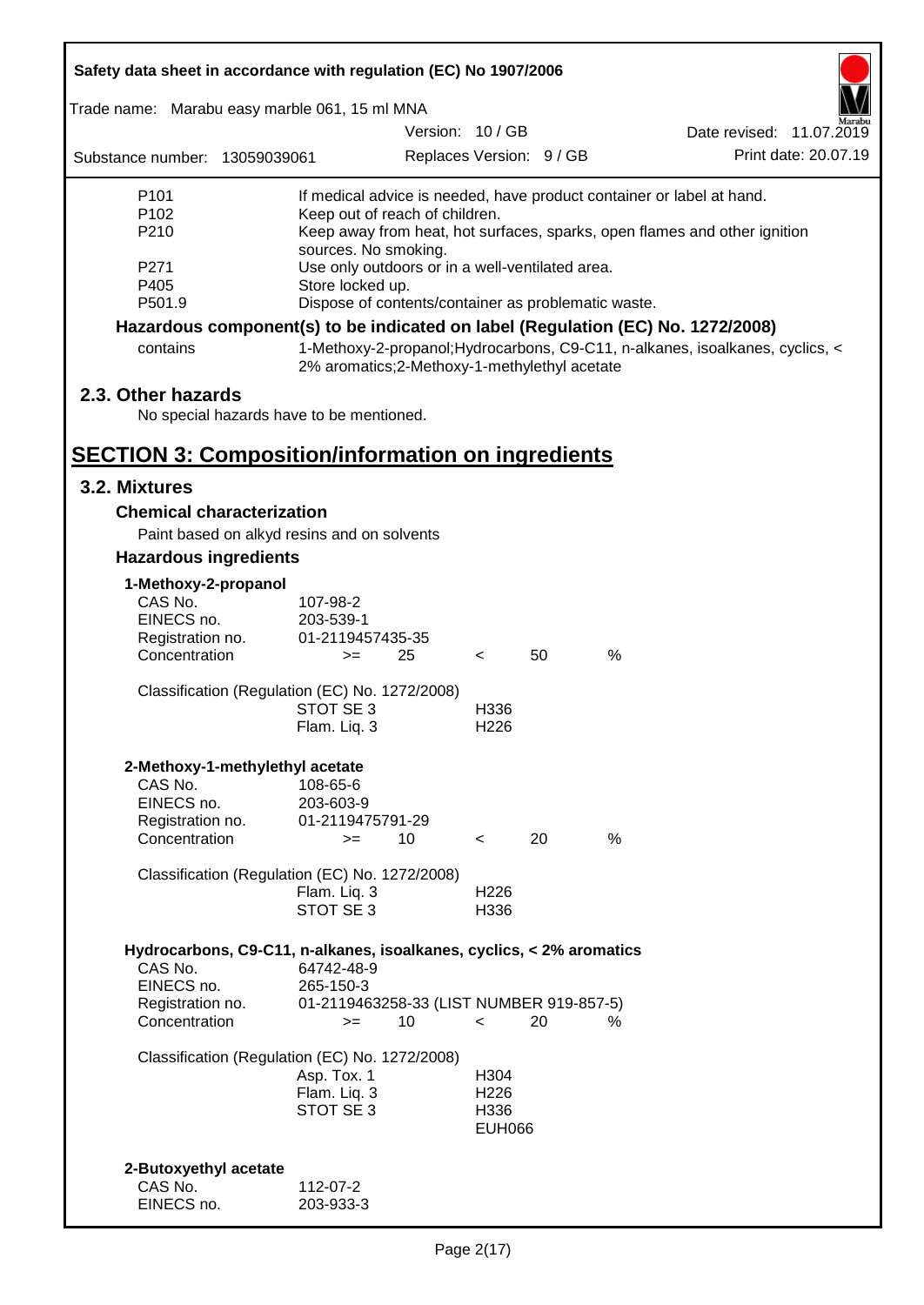| | |
|---|---|
| P101 | If medical advice is needed, have product container or label at hand. |
| P102 | Keep out of reach of children. |
| P210 | Keep away from heat, hot surfaces, sparks, open flames and other ignition sources. No smoking. |
| P271 | Use only outdoors or in a well-ventilated area. |
| P405 | Store locked up. |
| P501.9 | Dispose of contents/container as problematic waste. |

**Hazardous component(s) to be indicated on label (Regulation (EC) No. 1272/2008)**

| | |
|---|---|
| contains | 1-Methoxy-2-propanol;Hydrocarbons, C9-C11, n-alkanes, isoalkanes, cyclics, < 2% aromatics;2-Methoxy-1-methylethyl acetate |

## 2.3. Other hazards

No special hazards have to be mentioned.

# SECTION 3: Composition/information on ingredients

## 3.2. Mixtures

### Chemical characterization

Paint based on alkyd resins and on solvents

### Hazardous ingredients

**1-Methoxy-2-propanol**

| | | | | | |
|---|---|---|---|---|---|
| CAS No. | 107-98-2 | | | | |
| EINECS no. | 203-539-1 | | | | |
| Registration no. | 01-2119457435-35 | | | | |
| Concentration | >= | 25 | < | 50 | % |

Classification (Regulation (EC) No. 1272/2008)

| | |
|---|---|
| STOT SE 3 | H336 |
| Flam. Liq. 3 | H226 |

**2-Methoxy-1-methylethyl acetate**

| | | | | | |
|---|---|---|---|---|---|
| CAS No. | 108-65-6 | | | | |
| EINECS no. | 203-603-9 | | | | |
| Registration no. | 01-2119475791-29 | | | | |
| Concentration | >= | 10 | < | 20 | % |

Classification (Regulation (EC) No. 1272/2008)

| | |
|---|---|
| Flam. Liq. 3 | H226 |
| STOT SE 3 | H336 |

**Hydrocarbons, C9-C11, n-alkanes, isoalkanes, cyclics, < 2% aromatics**

| | | | | | |
|---|---|---|---|---|---|
| CAS No. | 64742-48-9 | | | | |
| EINECS no. | 265-150-3 | | | | |
| Registration no. | 01-2119463258-33 (LIST NUMBER 919-857-5) | | | | |
| Concentration | >= | 10 | < | 20 | % |

Classification (Regulation (EC) No. 1272/2008)

| | |
|---|---|
| Asp. Tox. 1 | H304 |
| Flam. Liq. 3 | H226 |
| STOT SE 3 | H336 |
| | EUH066 |

**2-Butoxyethyl acetate**

| | |
|---|---|
| CAS No. | 112-07-2 |
| EINECS no. | 203-933-3 |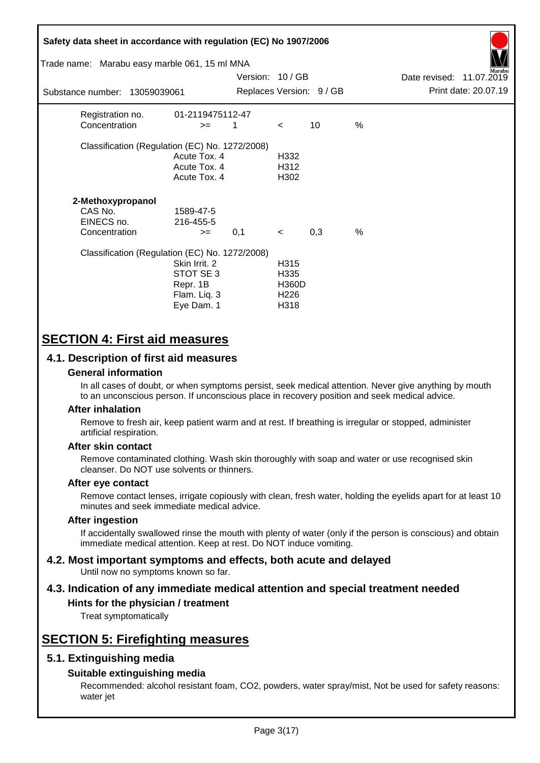| | | | | | |
|---|---|---|---|---|---|
| Registration no. | 01-2119475112-47 | | | | |
| Concentration | >= | 1 | < | 10 | % |

Classification (Regulation (EC) No. 1272/2008)

| | |
|---|---|
| Acute Tox. 4 | H332 |
| Acute Tox. 4 | H312 |
| Acute Tox. 4 | H302 |

**2-Methoxypropanol**

| | | | | | |
|---|---|---|---|---|---|
| CAS No. | 1589-47-5 | | | | |
| EINECS no. | 216-455-5 | | | | |
| Concentration | >= | 0,1 | < | 0,3 | % |

Classification (Regulation (EC) No. 1272/2008)

| | |
|---|---|
| Skin Irrit. 2 | H315 |
| STOT SE 3 | H335 |
| Repr. 1B | H360D |
| Flam. Liq. 3 | H226 |
| Eye Dam. 1 | H318 |

# SECTION 4: First aid measures

## 4.1. Description of first aid measures

### General information

In all cases of doubt, or when symptoms persist, seek medical attention. Never give anything by mouth to an unconscious person. If unconscious place in recovery position and seek medical advice.

### After inhalation

Remove to fresh air, keep patient warm and at rest. If breathing is irregular or stopped, administer artificial respiration.

### After skin contact

Remove contaminated clothing. Wash skin thoroughly with soap and water or use recognised skin cleanser. Do NOT use solvents or thinners.

### After eye contact

Remove contact lenses, irrigate copiously with clean, fresh water, holding the eyelids apart for at least 10 minutes and seek immediate medical advice.

### After ingestion

If accidentally swallowed rinse the mouth with plenty of water (only if the person is conscious) and obtain immediate medical attention. Keep at rest. Do NOT induce vomiting.

## 4.2. Most important symptoms and effects, both acute and delayed

Until now no symptoms known so far.

## 4.3. Indication of any immediate medical attention and special treatment needed

### Hints for the physician / treatment

Treat symptomatically

# SECTION 5: Firefighting measures

## 5.1. Extinguishing media

### Suitable extinguishing media

Recommended: alcohol resistant foam, $CO_2$, powders, water spray/mist, Not be used for safety reasons: water jet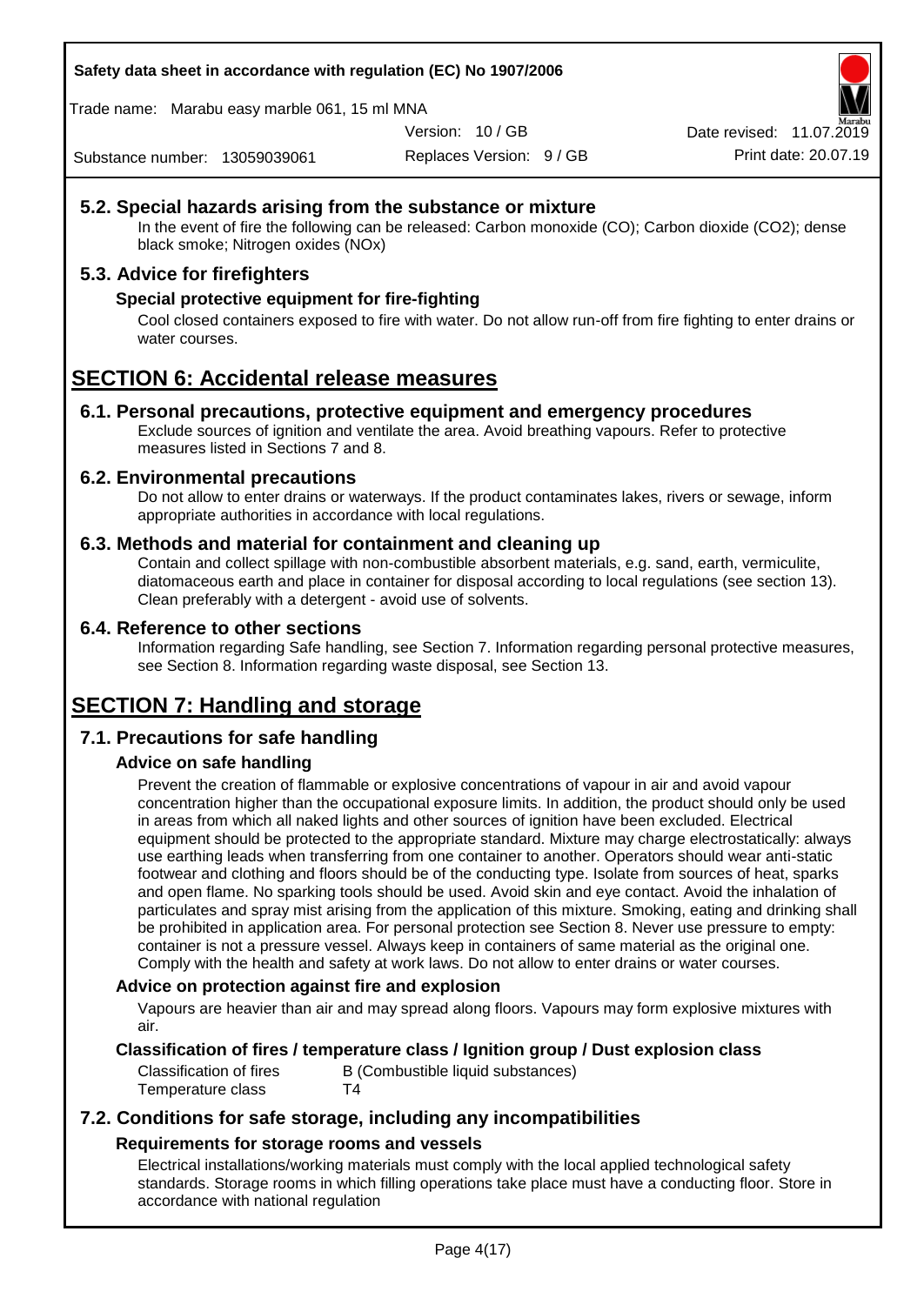### 5.2. Special hazards arising from the substance or mixture

In the event of fire the following can be released: Carbon monoxide (CO); Carbon dioxide ($CO_2$); dense black smoke; Nitrogen oxides (NOx)

### 5.3. Advice for firefighters

#### Special protective equipment for fire-fighting

Cool closed containers exposed to fire with water. Do not allow run-off from fire fighting to enter drains or water courses.

## SECTION 6: Accidental release measures

### 6.1. Personal precautions, protective equipment and emergency procedures

Exclude sources of ignition and ventilate the area. Avoid breathing vapours. Refer to protective measures listed in Sections 7 and 8.

### 6.2. Environmental precautions

Do not allow to enter drains or waterways. If the product contaminates lakes, rivers or sewage, inform appropriate authorities in accordance with local regulations.

### 6.3. Methods and material for containment and cleaning up

Contain and collect spillage with non-combustible absorbent materials, e.g. sand, earth, vermiculite, diatomaceous earth and place in container for disposal according to local regulations (see section 13). Clean preferably with a detergent - avoid use of solvents.

### 6.4. Reference to other sections

Information regarding Safe handling, see Section 7. Information regarding personal protective measures, see Section 8. Information regarding waste disposal, see Section 13.

## SECTION 7: Handling and storage

### 7.1. Precautions for safe handling

#### Advice on safe handling

Prevent the creation of flammable or explosive concentrations of vapour in air and avoid vapour concentration higher than the occupational exposure limits. In addition, the product should only be used in areas from which all naked lights and other sources of ignition have been excluded. Electrical equipment should be protected to the appropriate standard. Mixture may charge electrostatically: always use earthing leads when transferring from one container to another. Operators should wear anti-static footwear and clothing and floors should be of the conducting type. Isolate from sources of heat, sparks and open flame. No sparking tools should be used. Avoid skin and eye contact. Avoid the inhalation of particulates and spray mist arising from the application of this mixture. Smoking, eating and drinking shall be prohibited in application area. For personal protection see Section 8. Never use pressure to empty: container is not a pressure vessel. Always keep in containers of same material as the original one. Comply with the health and safety at work laws. Do not allow to enter drains or water courses.

#### Advice on protection against fire and explosion

Vapours are heavier than air and may spread along floors. Vapours may form explosive mixtures with air.

#### Classification of fires / temperature class / Ignition group / Dust explosion class

| | |
|---|---|
| Classification of fires | B (Combustible liquid substances) |
| Temperature class | T4 |

### 7.2. Conditions for safe storage, including any incompatibilities

#### Requirements for storage rooms and vessels

Electrical installations/working materials must comply with the local applied technological safety standards. Storage rooms in which filling operations take place must have a conducting floor. Store in accordance with national regulation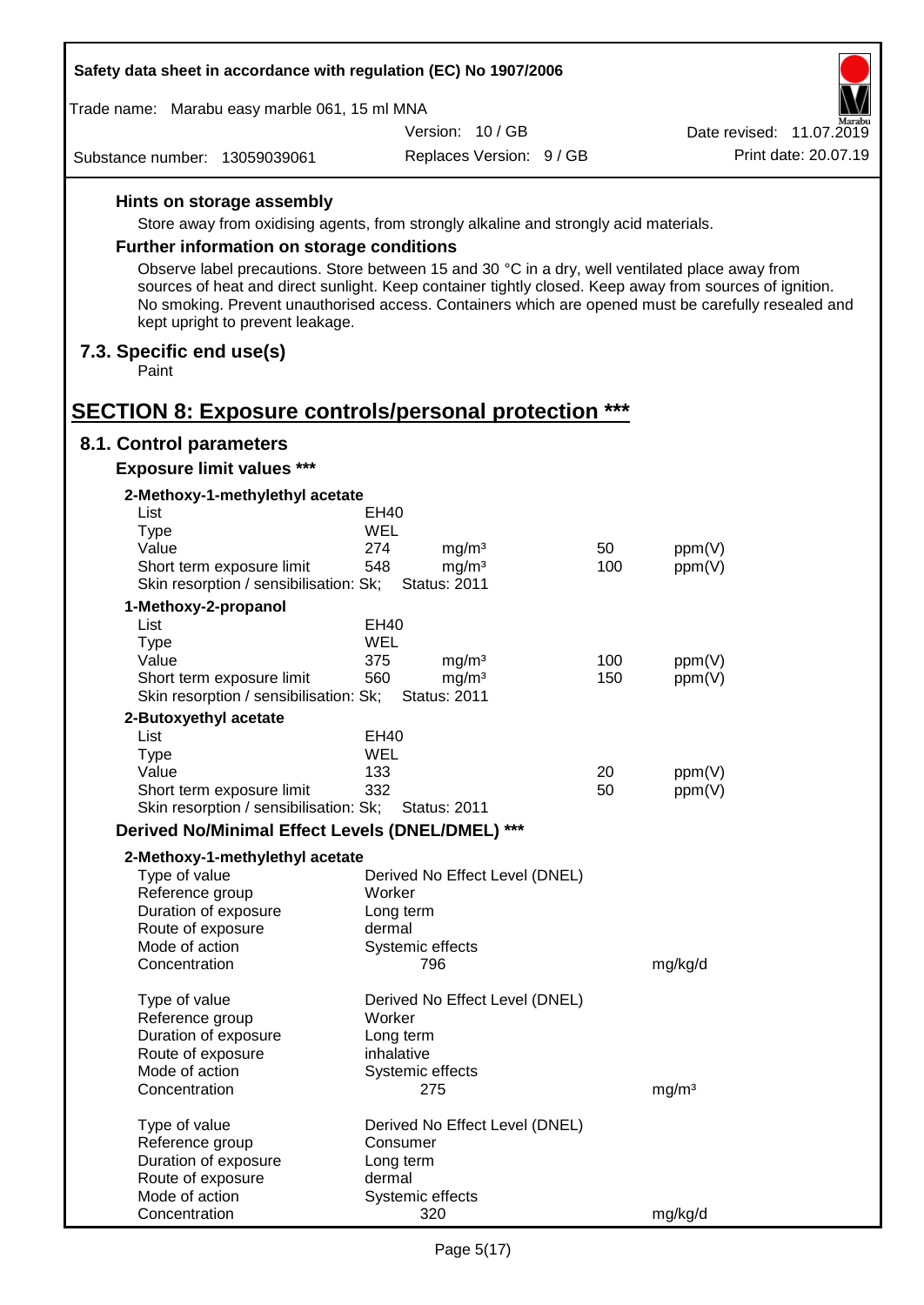**Hints on storage assembly**

Store away from oxidising agents, from strongly alkaline and strongly acid materials.

**Further information on storage conditions**

Observe label precautions. Store between 15 and 30 °C in a dry, well ventilated place away from sources of heat and direct sunlight. Keep container tightly closed. Keep away from sources of ignition. No smoking. Prevent unauthorised access. Containers which are opened must be carefully resealed and kept upright to prevent leakage.

### 7.3. Specific end use(s)

Paint

## SECTION 8: Exposure controls/personal protection ***

### 8.1. Control parameters

**Exposure limit values *****

**2-Methoxy-1-methylethyl acetate**

| | | | | |
|---|---|---|---|---|
| List | EH40 | | | |
| Type | WEL | | | |
| Value | 274 | mg/m³ | 50 | ppm(V) |
| Short term exposure limit | 548 | mg/m³ | 100 | ppm(V) |
| Skin resorption / sensibilisation: Sk; | Status: 2011 | | | |

**1-Methoxy-2-propanol**

| | | | | |
|---|---|---|---|---|
| List | EH40 | | | |
| Type | WEL | | | |
| Value | 375 | mg/m³ | 100 | ppm(V) |
| Short term exposure limit | 560 | mg/m³ | 150 | ppm(V) |
| Skin resorption / sensibilisation: Sk; | Status: 2011 | | | |

**2-Butoxyethyl acetate**

| | | | | |
|---|---|---|---|---|
| List | EH40 | | | |
| Type | WEL | | | |
| Value | 133 | | 20 | ppm(V) |
| Short term exposure limit | 332 | | 50 | ppm(V) |
| Skin resorption / sensibilisation: Sk; | Status: 2011 | | | |

**Derived No/Minimal Effect Levels (DNEL/DMEL) *****

**2-Methoxy-1-methylethyl acetate**

| | | |
|---|---|---|
| Type of value | Derived No Effect Level (DNEL) | |
| Reference group | Worker | |
| Duration of exposure | Long term | |
| Route of exposure | dermal | |
| Mode of action | Systemic effects | |
| Concentration | 796 | mg/kg/d |

| | | |
|---|---|---|
| Type of value | Derived No Effect Level (DNEL) | |
| Reference group | Worker | |
| Duration of exposure | Long term | |
| Route of exposure | inhalative | |
| Mode of action | Systemic effects | |
| Concentration | 275 | mg/m³ |

| | | |
|---|---|---|
| Type of value | Derived No Effect Level (DNEL) | |
| Reference group | Consumer | |
| Duration of exposure | Long term | |
| Route of exposure | dermal | |
| Mode of action | Systemic effects | |
| Concentration | 320 | mg/kg/d |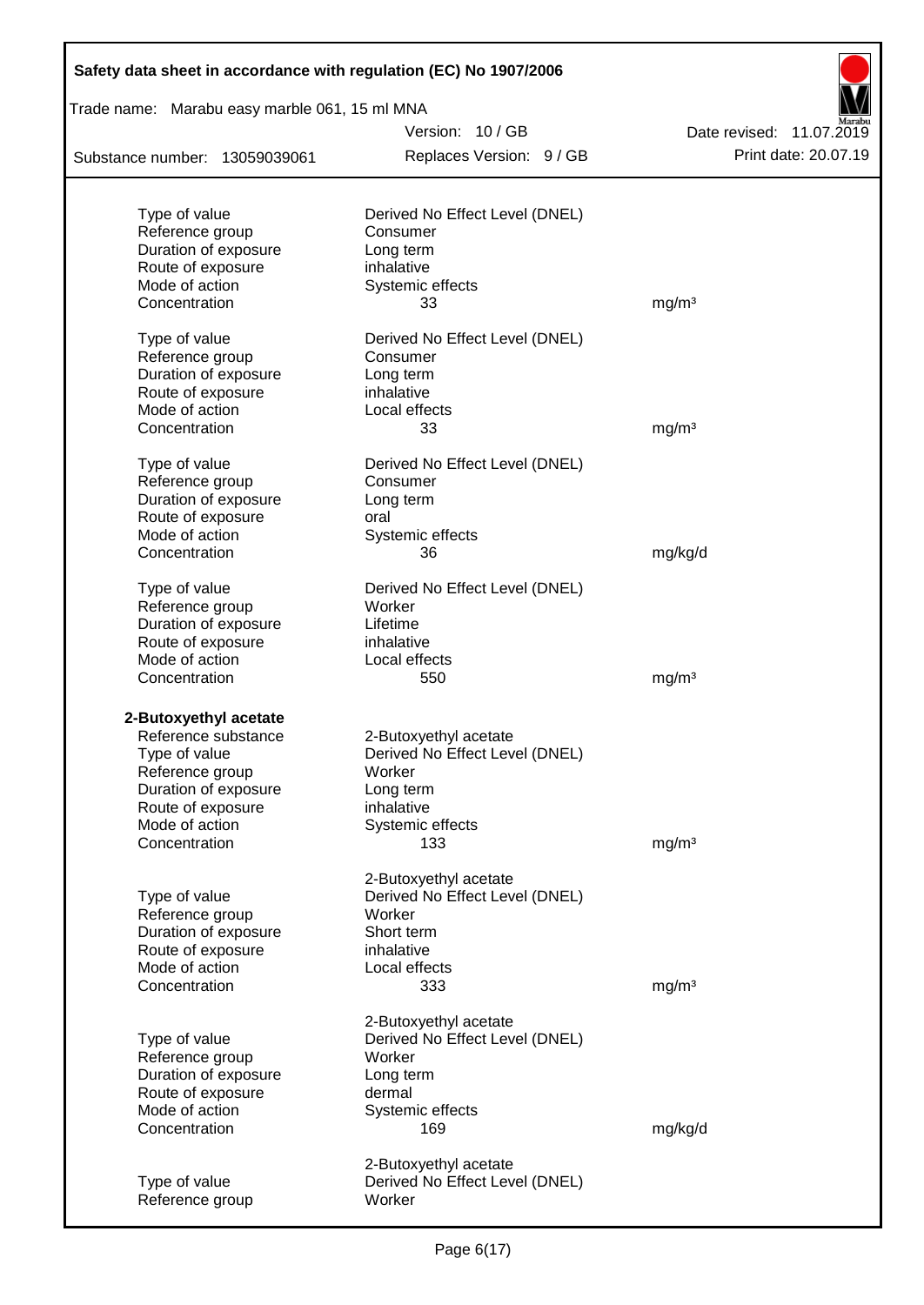| | | |
|---|---|---|
| Type of value | Derived No Effect Level (DNEL) | |
| Reference group | Consumer | |
| Duration of exposure | Long term | |
| Route of exposure | inhalative | |
| Mode of action | Systemic effects | |
| Concentration | 33 | mg/m³ |
| | | |
| Type of value | Derived No Effect Level (DNEL) | |
| Reference group | Consumer | |
| Duration of exposure | Long term | |
| Route of exposure | inhalative | |
| Mode of action | Local effects | |
| Concentration | 33 | mg/m³ |
| | | |
| Type of value | Derived No Effect Level (DNEL) | |
| Reference group | Consumer | |
| Duration of exposure | Long term | |
| Route of exposure | oral | |
| Mode of action | Systemic effects | |
| Concentration | 36 | mg/kg/d |
| | | |
| Type of value | Derived No Effect Level (DNEL) | |
| Reference group | Worker | |
| Duration of exposure | Lifetime | |
| Route of exposure | inhalative | |
| Mode of action | Local effects | |
| Concentration | 550 | mg/m³ |

**2-Butoxyethyl acetate**

| | | |
|---|---|---|
| Reference substance | 2-Butoxyethyl acetate | |
| Type of value | Derived No Effect Level (DNEL) | |
| Reference group | Worker | |
| Duration of exposure | Long term | |
| Route of exposure | inhalative | |
| Mode of action | Systemic effects | |
| Concentration | 133 | mg/m³ |
| | | |
| | 2-Butoxyethyl acetate | |
| Type of value | Derived No Effect Level (DNEL) | |
| Reference group | Worker | |
| Duration of exposure | Short term | |
| Route of exposure | inhalative | |
| Mode of action | Local effects | |
| Concentration | 333 | mg/m³ |
| | | |
| | 2-Butoxyethyl acetate | |
| Type of value | Derived No Effect Level (DNEL) | |
| Reference group | Worker | |
| Duration of exposure | Long term | |
| Route of exposure | dermal | |
| Mode of action | Systemic effects | |
| Concentration | 169 | mg/kg/d |
| | | |
| | 2-Butoxyethyl acetate | |
| Type of value | Derived No Effect Level (DNEL) | |
| Reference group | Worker | |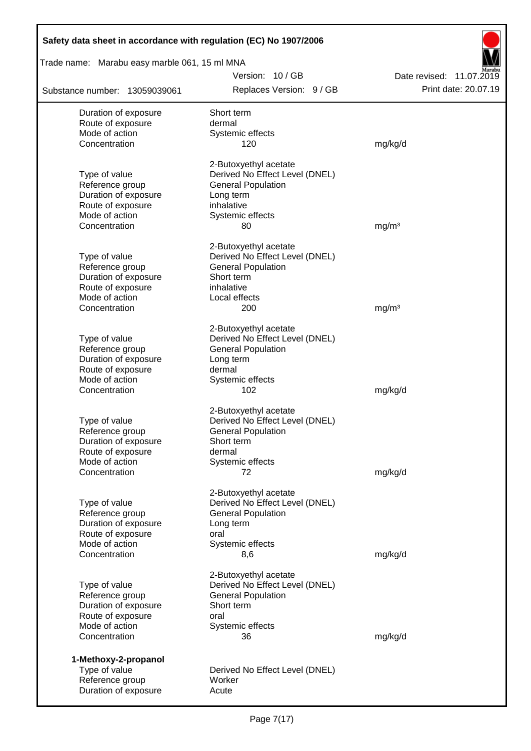| | | |
|---|---|---|
| Duration of exposure | Short term | |
| Route of exposure | dermal | |
| Mode of action | Systemic effects | |
| Concentration | 120 | mg/kg/d |

| | 2-Butoxyethyl acetate | |
|---|---|---|
| Type of value | Derived No Effect Level (DNEL) | |
| Reference group | General Population | |
| Duration of exposure | Long term | |
| Route of exposure | inhalative | |
| Mode of action | Systemic effects | |
| Concentration | 80 | mg/m³ |

| | 2-Butoxyethyl acetate | |
|---|---|---|
| Type of value | Derived No Effect Level (DNEL) | |
| Reference group | General Population | |
| Duration of exposure | Short term | |
| Route of exposure | inhalative | |
| Mode of action | Local effects | |
| Concentration | 200 | mg/m³ |

| | 2-Butoxyethyl acetate | |
|---|---|---|
| Type of value | Derived No Effect Level (DNEL) | |
| Reference group | General Population | |
| Duration of exposure | Long term | |
| Route of exposure | dermal | |
| Mode of action | Systemic effects | |
| Concentration | 102 | mg/kg/d |

| | 2-Butoxyethyl acetate | |
|---|---|---|
| Type of value | Derived No Effect Level (DNEL) | |
| Reference group | General Population | |
| Duration of exposure | Short term | |
| Route of exposure | dermal | |
| Mode of action | Systemic effects | |
| Concentration | 72 | mg/kg/d |

| | 2-Butoxyethyl acetate | |
|---|---|---|
| Type of value | Derived No Effect Level (DNEL) | |
| Reference group | General Population | |
| Duration of exposure | Long term | |
| Route of exposure | oral | |
| Mode of action | Systemic effects | |
| Concentration | 8,6 | mg/kg/d |

| | 2-Butoxyethyl acetate | |
|---|---|---|
| Type of value | Derived No Effect Level (DNEL) | |
| Reference group | General Population | |
| Duration of exposure | Short term | |
| Route of exposure | oral | |
| Mode of action | Systemic effects | |
| Concentration | 36 | mg/kg/d |

**1-Methoxy-2-propanol**

| | |
|---|---|
| Type of value | Derived No Effect Level (DNEL) |
| Reference group | Worker |
| Duration of exposure | Acute |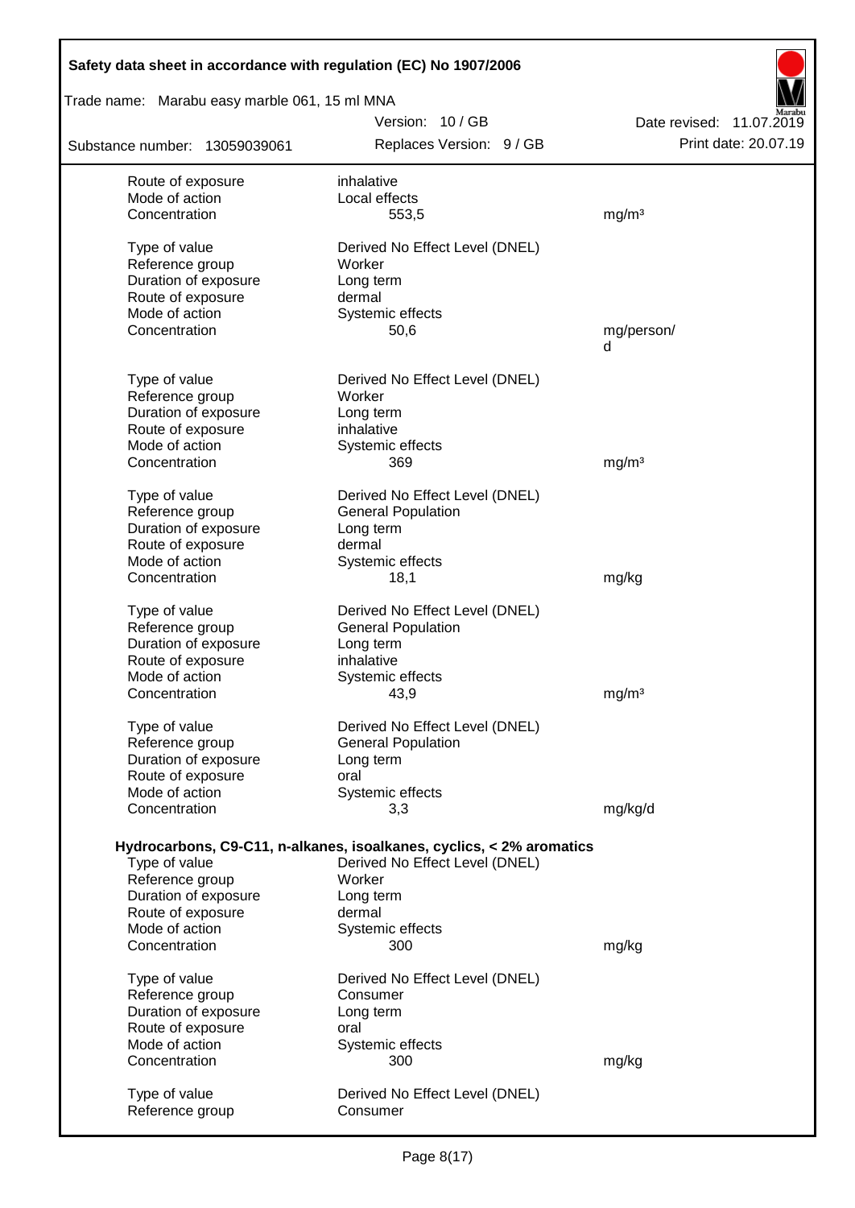| | | |
|---|---|---|
| Route of exposure | inhalative | |
| Mode of action | Local effects | |
| Concentration | 553,5 | mg/m³ |
| | | |
| Type of value | Derived No Effect Level (DNEL) | |
| Reference group | Worker | |
| Duration of exposure | Long term | |
| Route of exposure | dermal | |
| Mode of action | Systemic effects | |
| Concentration | 50,6 | mg/person/d |
| | | |
| Type of value | Derived No Effect Level (DNEL) | |
| Reference group | Worker | |
| Duration of exposure | Long term | |
| Route of exposure | inhalative | |
| Mode of action | Systemic effects | |
| Concentration | 369 | mg/m³ |
| | | |
| Type of value | Derived No Effect Level (DNEL) | |
| Reference group | General Population | |
| Duration of exposure | Long term | |
| Route of exposure | dermal | |
| Mode of action | Systemic effects | |
| Concentration | 18,1 | mg/kg |
| | | |
| Type of value | Derived No Effect Level (DNEL) | |
| Reference group | General Population | |
| Duration of exposure | Long term | |
| Route of exposure | inhalative | |
| Mode of action | Systemic effects | |
| Concentration | 43,9 | mg/m³ |
| | | |
| Type of value | Derived No Effect Level (DNEL) | |
| Reference group | General Population | |
| Duration of exposure | Long term | |
| Route of exposure | oral | |
| Mode of action | Systemic effects | |
| Concentration | 3,3 | mg/kg/d |

**Hydrocarbons, C9-C11, n-alkanes, isoalkanes, cyclics, < 2% aromatics**

| | | |
|---|---|---|
| Type of value | Derived No Effect Level (DNEL) | |
| Reference group | Worker | |
| Duration of exposure | Long term | |
| Route of exposure | dermal | |
| Mode of action | Systemic effects | |
| Concentration | 300 | mg/kg |
| | | |
| Type of value | Derived No Effect Level (DNEL) | |
| Reference group | Consumer | |
| Duration of exposure | Long term | |
| Route of exposure | oral | |
| Mode of action | Systemic effects | |
| Concentration | 300 | mg/kg |
| | | |
| Type of value | Derived No Effect Level (DNEL) | |
| Reference group | Consumer | |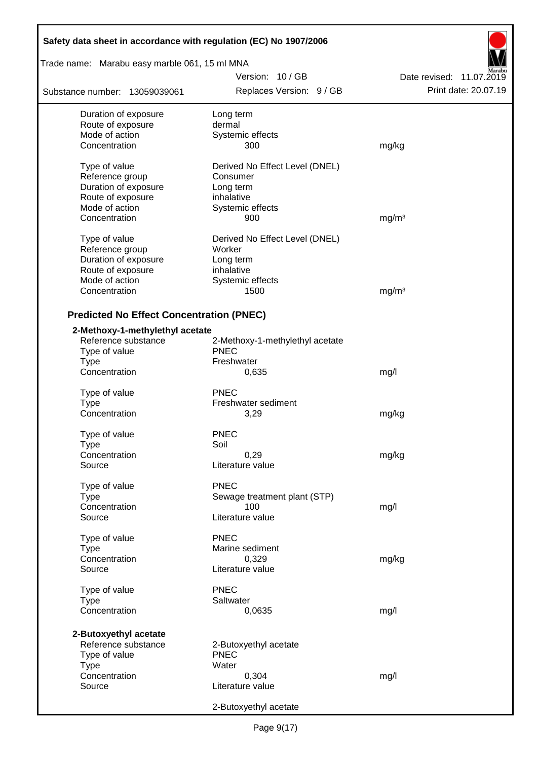| | | |
|---|---|---|
| Duration of exposure | Long term | |
| Route of exposure | dermal | |
| Mode of action | Systemic effects | |
| Concentration | 300 | mg/kg |
| | | |
| Type of value | Derived No Effect Level (DNEL) | |
| Reference group | Consumer | |
| Duration of exposure | Long term | |
| Route of exposure | inhalative | |
| Mode of action | Systemic effects | |
| Concentration | 900 | mg/m³ |
| | | |
| Type of value | Derived No Effect Level (DNEL) | |
| Reference group | Worker | |
| Duration of exposure | Long term | |
| Route of exposure | inhalative | |
| Mode of action | Systemic effects | |
| Concentration | 1500 | mg/m³ |

### Predicted No Effect Concentration (PNEC)

**2-Methoxy-1-methylethyl acetate**

| | | |
|---|---|---|
| Reference substance | 2-Methoxy-1-methylethyl acetate | |
| Type of value | PNEC | |
| Type | Freshwater | |
| Concentration | 0,635 | mg/l |
| | | |
| Type of value | PNEC | |
| Type | Freshwater sediment | |
| Concentration | 3,29 | mg/kg |
| | | |
| Type of value | PNEC | |
| Type | Soil | |
| Concentration | 0,29 | mg/kg |
| Source | Literature value | |
| | | |
| Type of value | PNEC | |
| Type | Sewage treatment plant (STP) | |
| Concentration | 100 | mg/l |
| Source | Literature value | |
| | | |
| Type of value | PNEC | |
| Type | Marine sediment | |
| Concentration | 0,329 | mg/kg |
| Source | Literature value | |
| | | |
| Type of value | PNEC | |
| Type | Saltwater | |
| Concentration | 0,0635 | mg/l |

**2-Butoxyethyl acetate**

| | | |
|---|---|---|
| Reference substance | 2-Butoxyethyl acetate | |
| Type of value | PNEC | |
| Type | Water | |
| Concentration | 0,304 | mg/l |
| Source | Literature value | |
| | | |
| | 2-Butoxyethyl acetate | |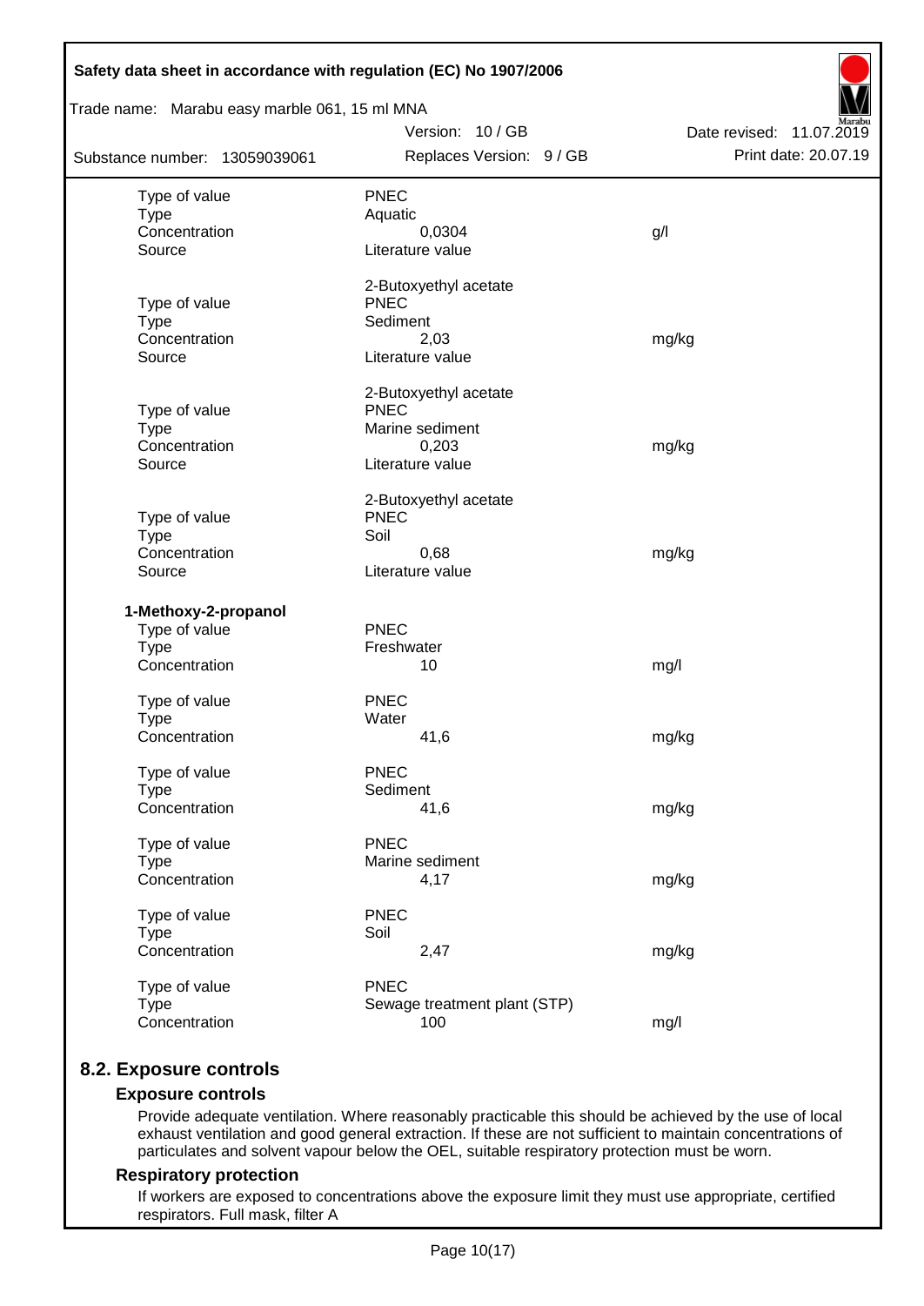| | | |
|---|---|---|
| Type of value | PNEC | |
| Type | Aquatic | |
| Concentration | 0,0304 | g/l |
| Source | Literature value | |
| | 2-Butoxyethyl acetate | |
| Type of value | PNEC | |
| Type | Sediment | |
| Concentration | 2,03 | mg/kg |
| Source | Literature value | |
| | 2-Butoxyethyl acetate | |
| Type of value | PNEC | |
| Type | Marine sediment | |
| Concentration | 0,203 | mg/kg |
| Source | Literature value | |
| | 2-Butoxyethyl acetate | |
| Type of value | PNEC | |
| Type | Soil | |
| Concentration | 0,68 | mg/kg |
| Source | Literature value | |

**1-Methoxy-2-propanol**

| | | |
|---|---|---|
| Type of value | PNEC | |
| Type | Freshwater | |
| Concentration | 10 | mg/l |
| Type of value | PNEC | |
| Type | Water | |
| Concentration | 41,6 | mg/kg |
| Type of value | PNEC | |
| Type | Sediment | |
| Concentration | 41,6 | mg/kg |
| Type of value | PNEC | |
| Type | Marine sediment | |
| Concentration | 4,17 | mg/kg |
| Type of value | PNEC | |
| Type | Soil | |
| Concentration | 2,47 | mg/kg |
| Type of value | PNEC | |
| Type | Sewage treatment plant (STP) | |
| Concentration | 100 | mg/l |

## 8.2. Exposure controls

### Exposure controls

Provide adequate ventilation. Where reasonably practicable this should be achieved by the use of local exhaust ventilation and good general extraction. If these are not sufficient to maintain concentrations of particulates and solvent vapour below the OEL, suitable respiratory protection must be worn.

### Respiratory protection

If workers are exposed to concentrations above the exposure limit they must use appropriate, certified respirators. Full mask, filter A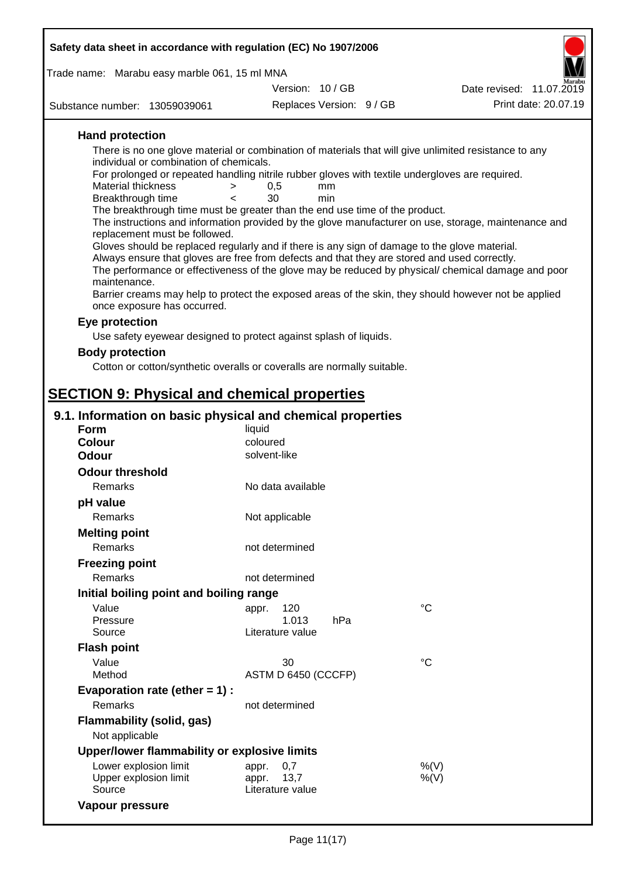**Hand protection**

There is no one glove material or combination of materials that will give unlimited resistance to any individual or combination of chemicals.

For prolonged or repeated handling nitrile rubber gloves with textile undergloves are required.

| | | | |
|---|---|---|---|
| Material thickness | > | 0,5 | mm |
| Breakthrough time | < | 30 | min |

The breakthrough time must be greater than the end use time of the product.

The instructions and information provided by the glove manufacturer on use, storage, maintenance and replacement must be followed.

Gloves should be replaced regularly and if there is any sign of damage to the glove material.

Always ensure that gloves are free from defects and that they are stored and used correctly.

The performance or effectiveness of the glove may be reduced by physical/ chemical damage and poor maintenance.

Barrier creams may help to protect the exposed areas of the skin, they should however not be applied once exposure has occurred.

**Eye protection**

Use safety eyewear designed to protect against splash of liquids.

**Body protection**

Cotton or cotton/synthetic overalls or coveralls are normally suitable.

# SECTION 9: Physical and chemical properties

## 9.1. Information on basic physical and chemical properties

**Form** liquid

**Colour** coloured

**Odour** solvent-like

**Odour threshold**

Remarks: No data available

**pH value**

Remarks: Not applicable

**Melting point**

Remarks: not determined

**Freezing point**

Remarks: not determined

**Initial boiling point and boiling range**

| | | |
|---|---|---|
| Value | appr. 120 | °C |
| Pressure | 1.013 hPa | |
| Source | Literature value | |

**Flash point**

| | | |
|---|---|---|
| Value | 30 | °C |
| Method | ASTM D 6450 (CCCFP) | |

**Evaporation rate (ether = 1) :**

Remarks: not determined

**Flammability (solid, gas)**

Not applicable

**Upper/lower flammability or explosive limits**

| | | |
|---|---|---|
| Lower explosion limit | appr. 0,7 | %(V) |
| Upper explosion limit | appr. 13,7 | %(V) |
| Source | Literature value | |

**Vapour pressure**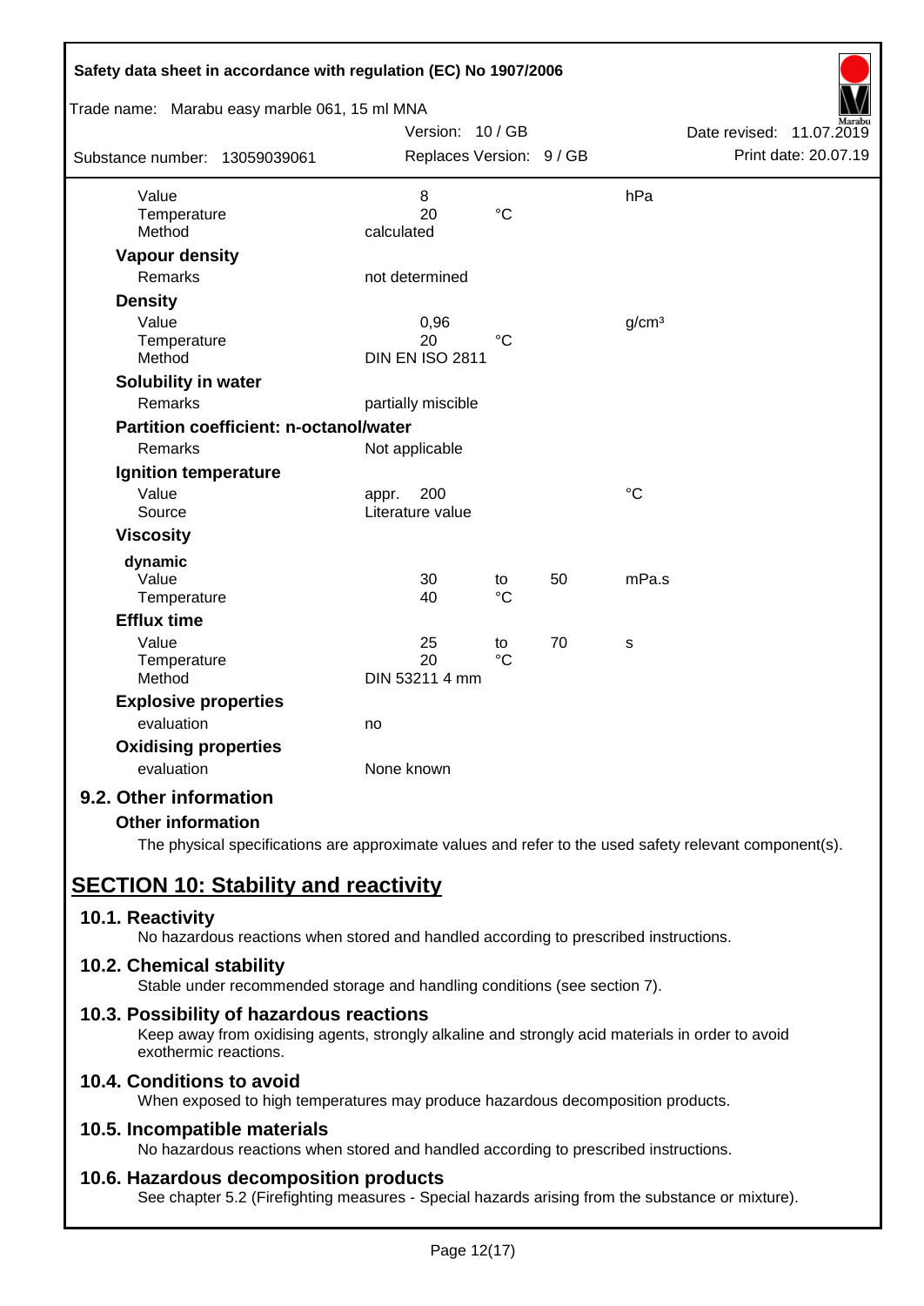| | | | | |
|---|---|---|---|---|
| Value | 8 | | | hPa |
| Temperature | 20 | °C | | |
| Method | calculated | | | |

**Vapour density**

| | |
|---|---|
| Remarks | not determined |

**Density**

| | | | | |
|---|---|---|---|---|
| Value | 0,96 | | | g/cm³ |
| Temperature | 20 | °C | | |
| Method | DIN EN ISO 2811 | | | |

**Solubility in water**

| | |
|---|---|
| Remarks | partially miscible |

**Partition coefficient: n-octanol/water**

| | |
|---|---|
| Remarks | Not applicable |

**Ignition temperature**

| | | |
|---|---|---|
| Value | appr. 200 | °C |
| Source | Literature value | |

**Viscosity**

**dynamic**

| | | | | |
|---|---|---|---|---|
| Value | 30 | to | 50 | mPa.s |
| Temperature | 40 | °C | | |

**Efflux time**

| | | | | |
|---|---|---|---|---|
| Value | 25 | to | 70 | s |
| Temperature | 20 | °C | | |
| Method | DIN 53211 4 mm | | | |

**Explosive properties**

| | |
|---|---|
| evaluation | no |

**Oxidising properties**

| | |
|---|---|
| evaluation | None known |

### 9.2. Other information

**Other information**

The physical specifications are approximate values and refer to the used safety relevant component(s).

## SECTION 10: Stability and reactivity

### 10.1. Reactivity

No hazardous reactions when stored and handled according to prescribed instructions.

### 10.2. Chemical stability

Stable under recommended storage and handling conditions (see section 7).

### 10.3. Possibility of hazardous reactions

Keep away from oxidising agents, strongly alkaline and strongly acid materials in order to avoid exothermic reactions.

### 10.4. Conditions to avoid

When exposed to high temperatures may produce hazardous decomposition products.

### 10.5. Incompatible materials

No hazardous reactions when stored and handled according to prescribed instructions.

### 10.6. Hazardous decomposition products

See chapter 5.2 (Firefighting measures - Special hazards arising from the substance or mixture).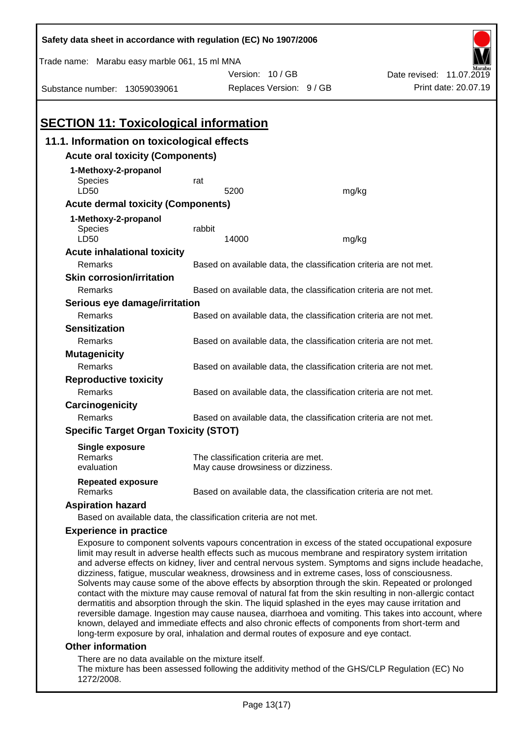Safety data sheet in accordance with regulation (EC) No 1907/2006

Trade name: Marabu easy marble 061, 15 ml MNA

Version: 10 / GB | Date revised: 11.07.2019

Substance number: 13059039061 | Replaces Version: 9 / GB | Print date: 20.07.19

# SECTION 11: Toxicological information

## 11.1. Information on toxicological effects

### Acute oral toxicity (Components)

**1-Methoxy-2-propanol**

| | | |
|---|---|---|
| Species | rat | |
| LD50 | 5200 | mg/kg |

### Acute dermal toxicity (Components)

**1-Methoxy-2-propanol**

| | | |
|---|---|---|
| Species | rabbit | |
| LD50 | 14000 | mg/kg |

### Acute inhalational toxicity

Remarks: Based on available data, the classification criteria are not met.

### Skin corrosion/irritation

Remarks: Based on available data, the classification criteria are not met.

### Serious eye damage/irritation

Remarks: Based on available data, the classification criteria are not met.

### Sensitization

Remarks: Based on available data, the classification criteria are not met.

### Mutagenicity

Remarks: Based on available data, the classification criteria are not met.

### Reproductive toxicity

Remarks: Based on available data, the classification criteria are not met.

### Carcinogenicity

Remarks: Based on available data, the classification criteria are not met.

### Specific Target Organ Toxicity (STOT)

**Single exposure**

Remarks: The classification criteria are met.

evaluation: May cause drowsiness or dizziness.

**Repeated exposure**

Remarks: Based on available data, the classification criteria are not met.

### Aspiration hazard

Based on available data, the classification criteria are not met.

### Experience in practice

Exposure to component solvents vapours concentration in excess of the stated occupational exposure limit may result in adverse health effects such as mucous membrane and respiratory system irritation and adverse effects on kidney, liver and central nervous system. Symptoms and signs include headache, dizziness, fatigue, muscular weakness, drowsiness and in extreme cases, loss of consciousness. Solvents may cause some of the above effects by absorption through the skin. Repeated or prolonged contact with the mixture may cause removal of natural fat from the skin resulting in non-allergic contact dermatitis and absorption through the skin. The liquid splashed in the eyes may cause irritation and reversible damage. Ingestion may cause nausea, diarrhoea and vomiting. This takes into account, where known, delayed and immediate effects and also chronic effects of components from short-term and long-term exposure by oral, inhalation and dermal routes of exposure and eye contact.

### Other information

There are no data available on the mixture itself.
The mixture has been assessed following the additivity method of the GHS/CLP Regulation (EC) No 1272/2008.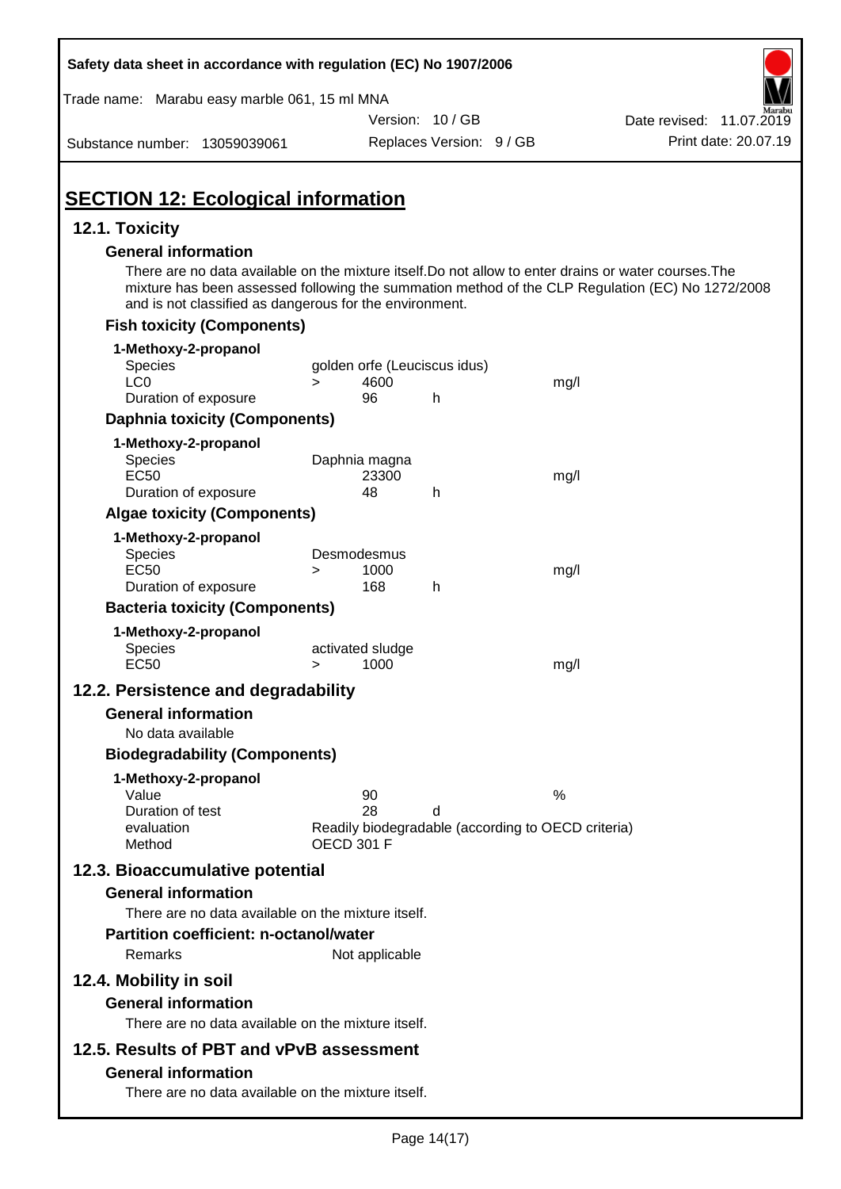## SECTION 12: Ecological information

### 12.1. Toxicity

**General information**

There are no data available on the mixture itself.Do not allow to enter drains or water courses.The mixture has been assessed following the summation method of the CLP Regulation (EC) No 1272/2008 and is not classified as dangerous for the environment.

**Fish toxicity (Components)**

**1-Methoxy-2-propanol**

| | | | | |
|---|---|---|---|---|
| Species | golden orfe (Leuciscus idus) | | | |
| LC0 | > | 4600 | | mg/l |
| Duration of exposure | | 96 | h | |

**Daphnia toxicity (Components)**

**1-Methoxy-2-propanol**

| | | | | |
|---|---|---|---|---|
| Species | Daphnia magna | | | |
| EC50 | | 23300 | | mg/l |
| Duration of exposure | | 48 | h | |

**Algae toxicity (Components)**

**1-Methoxy-2-propanol**

| | | | | |
|---|---|---|---|---|
| Species | Desmodesmus | | | |
| EC50 | > | 1000 | | mg/l |
| Duration of exposure | | 168 | h | |

**Bacteria toxicity (Components)**

**1-Methoxy-2-propanol**

| | | | | |
|---|---|---|---|---|
| Species | activated sludge | | | |
| EC50 | > | 1000 | | mg/l |

### 12.2. Persistence and degradability

**General information**

No data available

**Biodegradability (Components)**

**1-Methoxy-2-propanol**

| | | | |
|---|---|---|---|
| Value | 90 | | % |
| Duration of test | 28 | d | |
| evaluation | Readily biodegradable (according to OECD criteria) | | |
| Method | OECD 301 F | | |

### 12.3. Bioaccumulative potential

**General information**

There are no data available on the mixture itself.

**Partition coefficient: n-octanol/water**

Remarks Not applicable

### 12.4. Mobility in soil

**General information**

There are no data available on the mixture itself.

### 12.5. Results of PBT and vPvB assessment

**General information**

There are no data available on the mixture itself.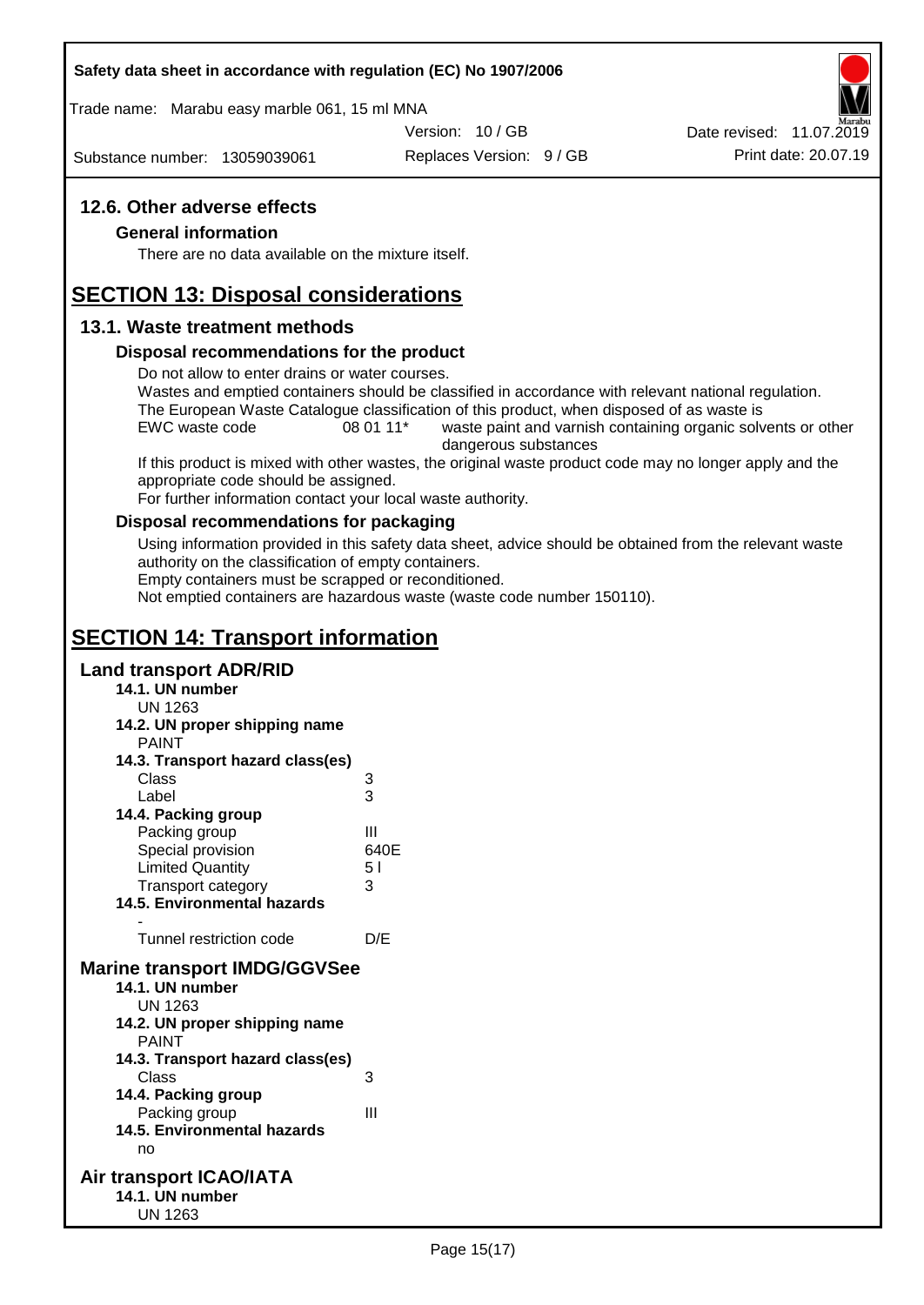## 12.6. Other adverse effects

### General information

There are no data available on the mixture itself.

# SECTION 13: Disposal considerations

## 13.1. Waste treatment methods

### Disposal recommendations for the product

Do not allow to enter drains or water courses.

Wastes and emptied containers should be classified in accordance with relevant national regulation.

The European Waste Catalogue classification of this product, when disposed of as waste is

| | | |
|---|---|---|
| EWC waste code | 08 01 11* | waste paint and varnish containing organic solvents or other dangerous substances |

If this product is mixed with other wastes, the original waste product code may no longer apply and the appropriate code should be assigned.

For further information contact your local waste authority.

### Disposal recommendations for packaging

Using information provided in this safety data sheet, advice should be obtained from the relevant waste authority on the classification of empty containers.

Empty containers must be scrapped or reconditioned.

Not emptied containers are hazardous waste (waste code number 150110).

# SECTION 14: Transport information

## Land transport ADR/RID

**14.1. UN number**

UN 1263

**14.2. UN proper shipping name**

PAINT

**14.3. Transport hazard class(es)**

| | |
|---|---|
| Class | 3 |
| Label | 3 |

**14.4. Packing group**

| | |
|---|---|
| Packing group | III |
| Special provision | 640E |
| Limited Quantity | 5 l |
| Transport category | 3 |

**14.5. Environmental hazards**

-

| | |
|---|---|
| Tunnel restriction code | D/E |

## Marine transport IMDG/GGVSee

**14.1. UN number**

UN 1263

**14.2. UN proper shipping name**

PAINT

**14.3. Transport hazard class(es)**

| | |
|---|---|
| Class | 3 |

**14.4. Packing group**

| | |
|---|---|
| Packing group | III |

**14.5. Environmental hazards**

no

## Air transport ICAO/IATA

**14.1. UN number**

UN 1263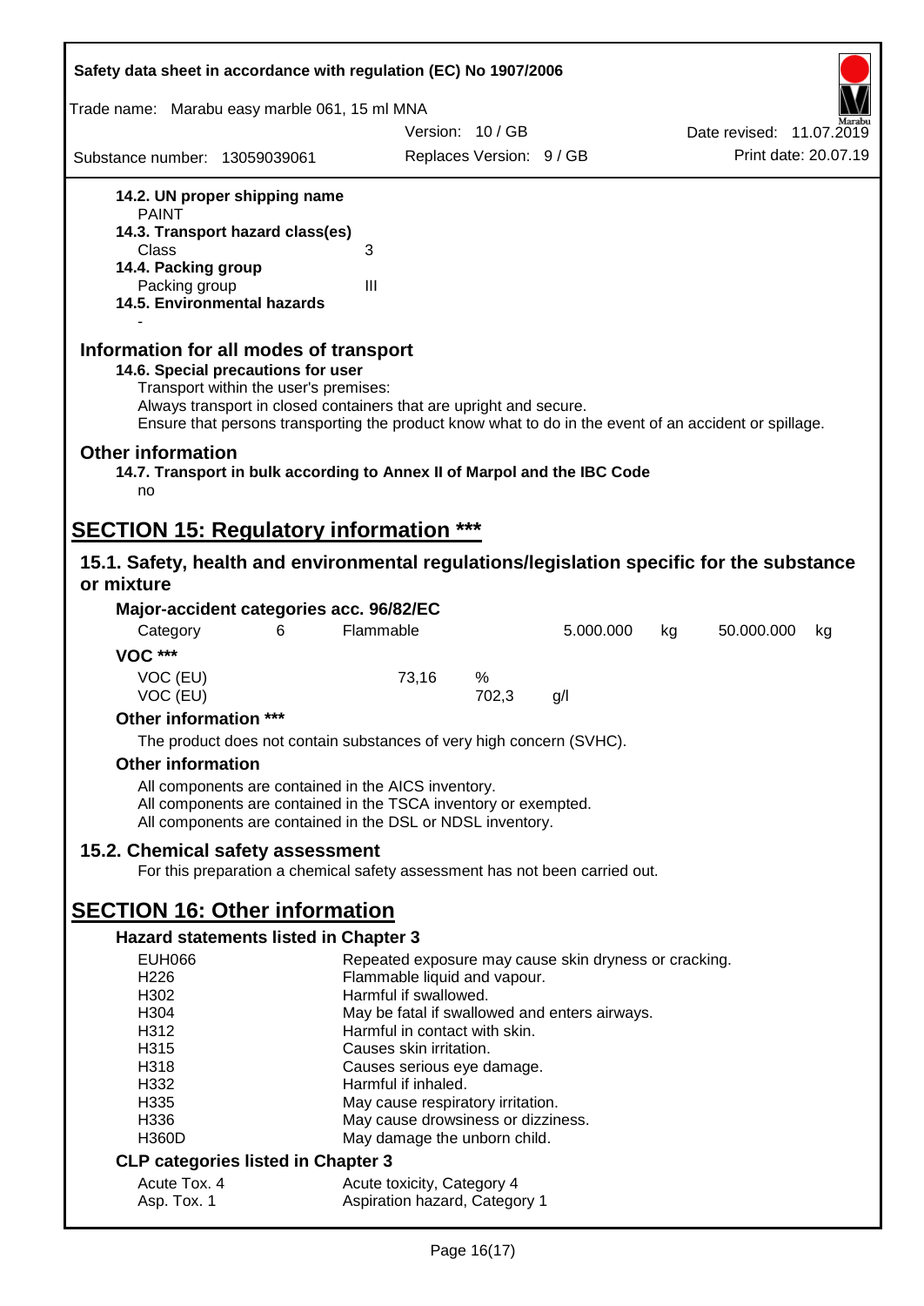**14.2. UN proper shipping name**
PAINT

**14.3. Transport hazard class(es)**

Class 3

**14.4. Packing group**

Packing group III

**14.5. Environmental hazards**

-

## Information for all modes of transport

**14.6. Special precautions for user**

Transport within the user's premises:
Always transport in closed containers that are upright and secure.
Ensure that persons transporting the product know what to do in the event of an accident or spillage.

## Other information

**14.7. Transport in bulk according to Annex II of Marpol and the IBC Code**

no

# SECTION 15: Regulatory information ***

## 15.1. Safety, health and environmental regulations/legislation specific for the substance or mixture

### Major-accident categories acc. 96/82/EC

| Category | 6 | Flammable | 5.000.000 | kg | 50.000.000 | kg |
|---|---|---|---|---|---|---|

### VOC ***

| | | | |
|---|---|---|---|
| VOC (EU) | 73,16 | % | |
| VOC (EU) | | 702,3 | g/l |

### Other information ***

The product does not contain substances of very high concern (SVHC).

### Other information

All components are contained in the AICS inventory.
All components are contained in the TSCA inventory or exempted.
All components are contained in the DSL or NDSL inventory.

## 15.2. Chemical safety assessment

For this preparation a chemical safety assessment has not been carried out.

# SECTION 16: Other information

### Hazard statements listed in Chapter 3

| | |
|---|---|
| EUH066 | Repeated exposure may cause skin dryness or cracking. |
| H226 | Flammable liquid and vapour. |
| H302 | Harmful if swallowed. |
| H304 | May be fatal if swallowed and enters airways. |
| H312 | Harmful in contact with skin. |
| H315 | Causes skin irritation. |
| H318 | Causes serious eye damage. |
| H332 | Harmful if inhaled. |
| H335 | May cause respiratory irritation. |
| H336 | May cause drowsiness or dizziness. |
| H360D | May damage the unborn child. |

### CLP categories listed in Chapter 3

| | |
|---|---|
| Acute Tox. 4 | Acute toxicity, Category 4 |
| Asp. Tox. 1 | Aspiration hazard, Category 1 |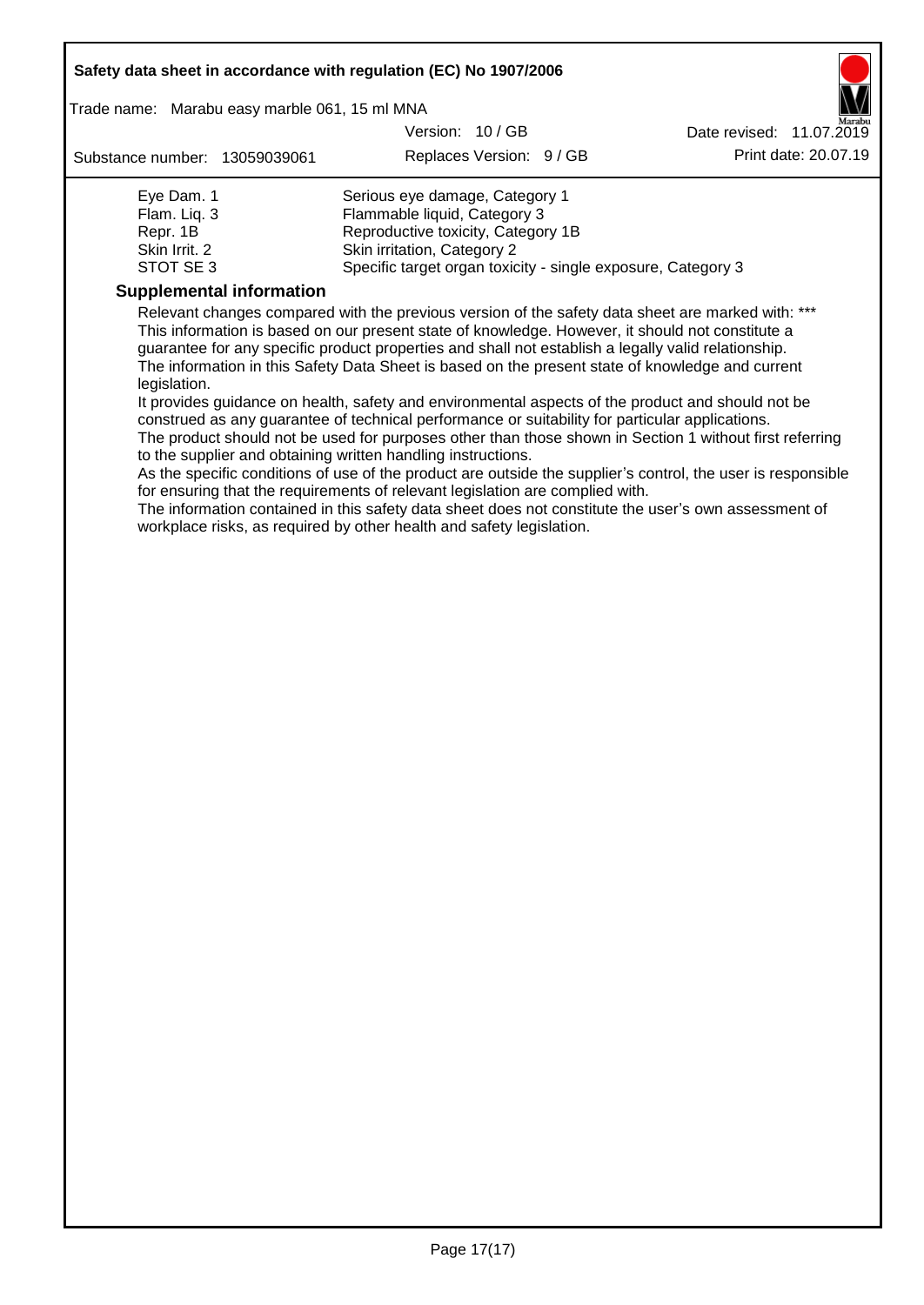| | |
|---|---|
| Eye Dam. 1 | Serious eye damage, Category 1 |
| Flam. Liq. 3 | Flammable liquid, Category 3 |
| Repr. 1B | Reproductive toxicity, Category 1B |
| Skin Irrit. 2 | Skin irritation, Category 2 |
| STOT SE 3 | Specific target organ toxicity - single exposure, Category 3 |

### Supplemental information

Relevant changes compared with the previous version of the safety data sheet are marked with: ***
This information is based on our present state of knowledge. However, it should not constitute a guarantee for any specific product properties and shall not establish a legally valid relationship.
The information in this Safety Data Sheet is based on the present state of knowledge and current legislation.
It provides guidance on health, safety and environmental aspects of the product and should not be construed as any guarantee of technical performance or suitability for particular applications.
The product should not be used for purposes other than those shown in Section 1 without first referring to the supplier and obtaining written handling instructions.
As the specific conditions of use of the product are outside the supplier's control, the user is responsible for ensuring that the requirements of relevant legislation are complied with.
The information contained in this safety data sheet does not constitute the user's own assessment of workplace risks, as required by other health and safety legislation.